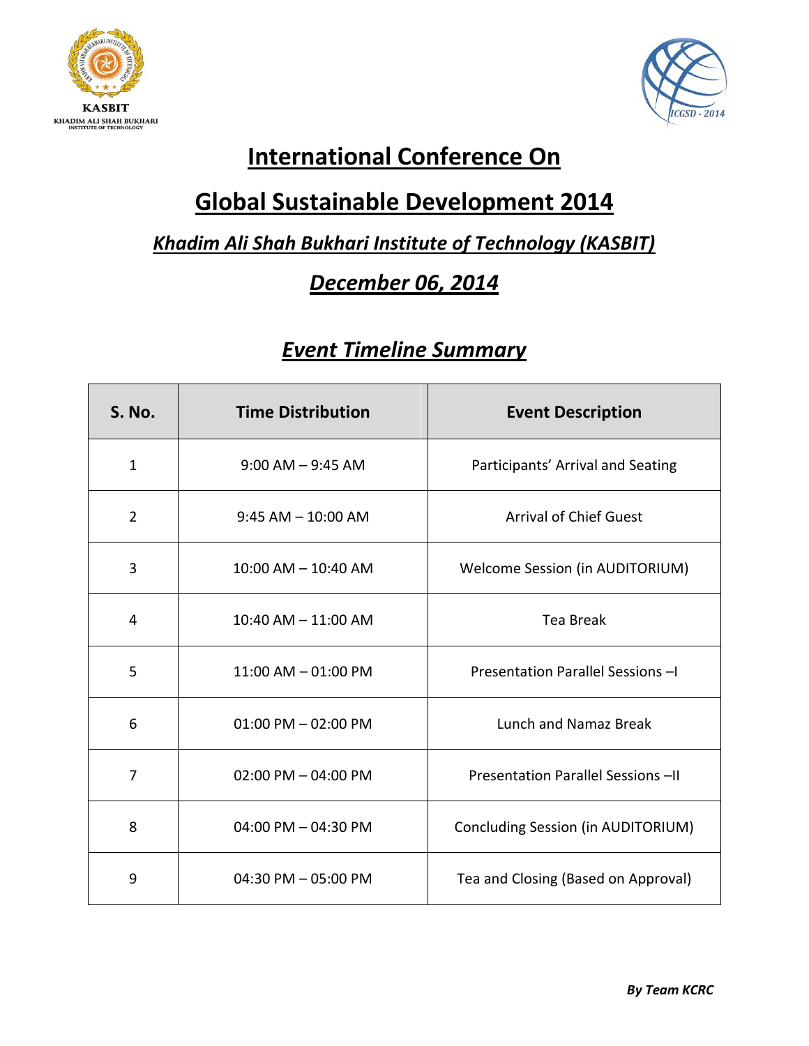KASBIT
KHADIM ALI SHAH BUKHARI INSTITUTE OF TECHNOLOGY

ICGSD - 2014

# International Conference On

# Global Sustainable Development 2014

## *Khadim Ali Shah Bukhari Institute of Technology (KASBIT)*

## *December 06, 2014*

## *Event Timeline Summary*

| S. No. | Time Distribution | Event Description |
|---|---|---|
| 1 | 9:00 AM – 9:45 AM | Participants' Arrival and Seating |
| 2 | 9:45 AM – 10:00 AM | Arrival of Chief Guest |
| 3 | 10:00 AM – 10:40 AM | Welcome Session (in AUDITORIUM) |
| 4 | 10:40 AM – 11:00 AM | Tea Break |
| 5 | 11:00 AM – 01:00 PM | Presentation Parallel Sessions –I |
| 6 | 01:00 PM – 02:00 PM | Lunch and Namaz Break |
| 7 | 02:00 PM – 04:00 PM | Presentation Parallel Sessions –II |
| 8 | 04:00 PM – 04:30 PM | Concluding Session (in AUDITORIUM) |
| 9 | 04:30 PM – 05:00 PM | Tea and Closing (Based on Approval) |

***By Team KCRC***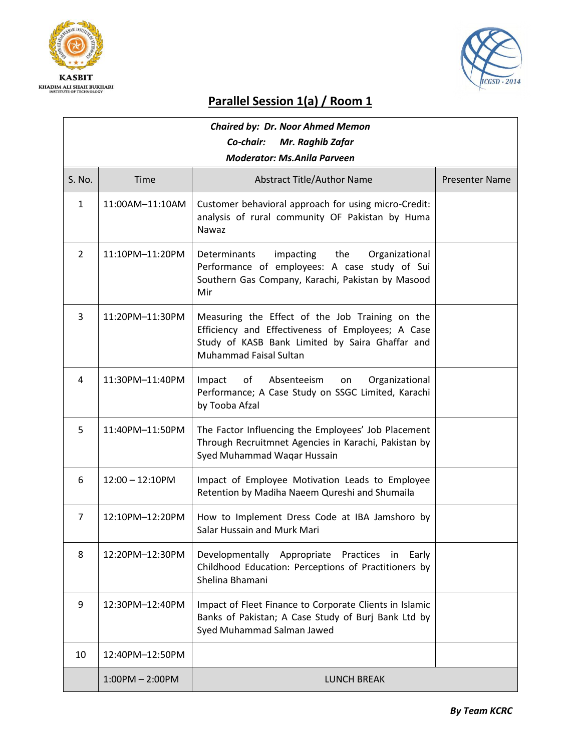KASBIT

KHADIM ALI SHAH BUKHARI INSTITUTE OF TECHNOLOGY

ICGSD - 2014

## Parallel Session 1(a) / Room 1

***Chaired by: Dr. Noor Ahmed Memon***

***Co-chair: Mr. Raghib Zafar***

***Moderator: Ms.Anila Parveen***

| S. No. | Time | Abstract Title/Author Name | Presenter Name |
|---|---|---|---|
| 1 | 11:00AM–11:10AM | Customer behavioral approach for using micro-Credit: analysis of rural community OF Pakistan by Huma Nawaz | |
| 2 | 11:10PM–11:20PM | Determinants impacting the Organizational Performance of employees: A case study of Sui Southern Gas Company, Karachi, Pakistan by Masood Mir | |
| 3 | 11:20PM–11:30PM | Measuring the Effect of the Job Training on the Efficiency and Effectiveness of Employees; A Case Study of KASB Bank Limited by Saira Ghaffar and Muhammad Faisal Sultan | |
| 4 | 11:30PM–11:40PM | Impact of Absenteeism on Organizational Performance; A Case Study on SSGC Limited, Karachi by Tooba Afzal | |
| 5 | 11:40PM–11:50PM | The Factor Influencing the Employees' Job Placement Through Recruitmnet Agencies in Karachi, Pakistan by Syed Muhammad Waqar Hussain | |
| 6 | 12:00 – 12:10PM | Impact of Employee Motivation Leads to Employee Retention by Madiha Naeem Qureshi and Shumaila | |
| 7 | 12:10PM–12:20PM | How to Implement Dress Code at IBA Jamshoro by Salar Hussain and Murk Mari | |
| 8 | 12:20PM–12:30PM | Developmentally Appropriate Practices in Early Childhood Education: Perceptions of Practitioners by Shelina Bhamani | |
| 9 | 12:30PM–12:40PM | Impact of Fleet Finance to Corporate Clients in Islamic Banks of Pakistan; A Case Study of Burj Bank Ltd by Syed Muhammad Salman Jawed | |
| 10 | 12:40PM–12:50PM | | |
| | 1:00PM – 2:00PM | LUNCH BREAK | |

***By Team KCRC***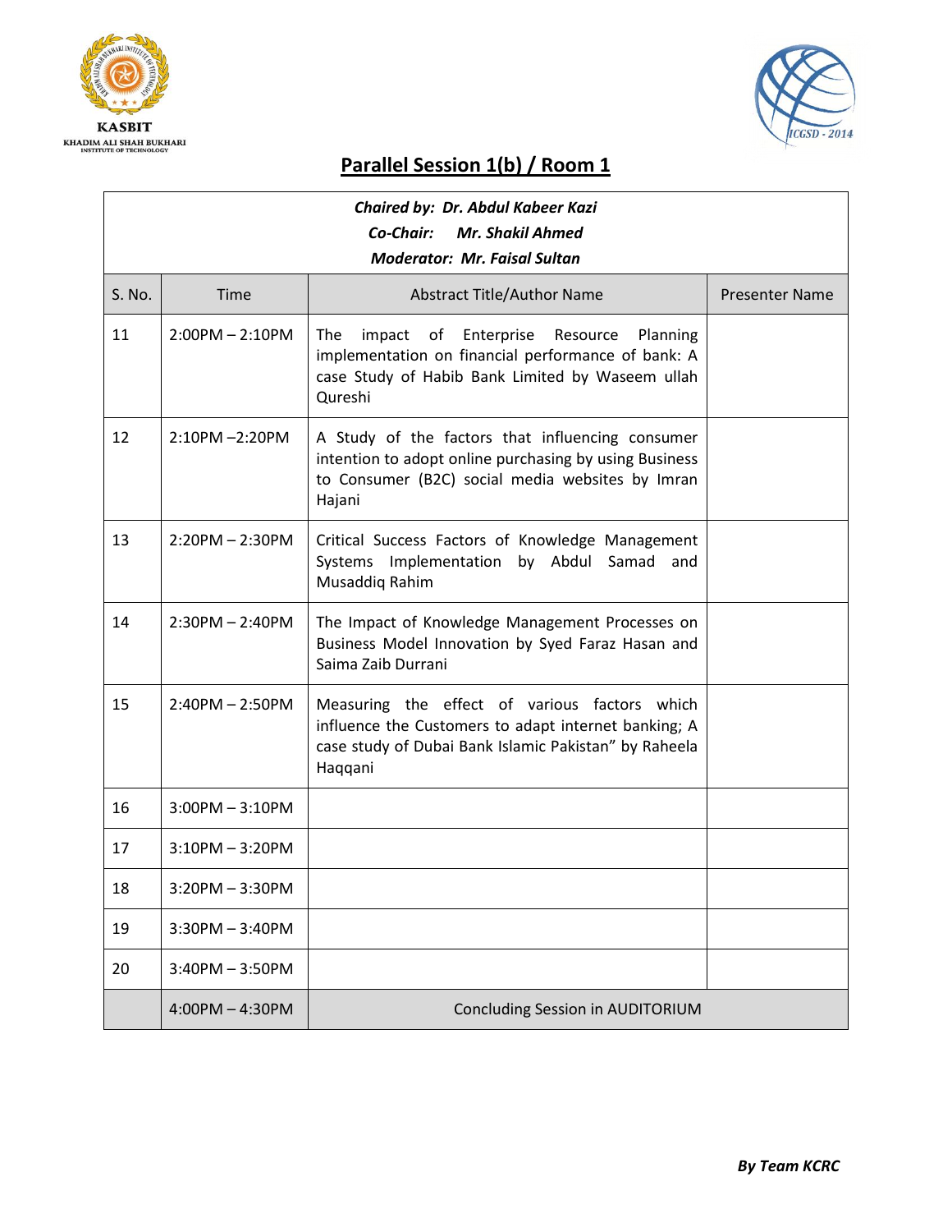KASBIT
KHADIM ALI SHAH BUKHARI INSTITUTE OF TECHNOLOGY

ICGSD - 2014

# Parallel Session 1(b) / Room 1

***Chaired by: Dr. Abdul Kabeer Kazi***
***Co-Chair: Mr. Shakil Ahmed***
***Moderator: Mr. Faisal Sultan***

| S. No. | Time | Abstract Title/Author Name | Presenter Name |
|---|---|---|---|
| 11 | 2:00PM – 2:10PM | The impact of Enterprise Resource Planning implementation on financial performance of bank: A case Study of Habib Bank Limited by Waseem ullah Qureshi | |
| 12 | 2:10PM –2:20PM | A Study of the factors that influencing consumer intention to adopt online purchasing by using Business to Consumer (B2C) social media websites by Imran Hajani | |
| 13 | 2:20PM – 2:30PM | Critical Success Factors of Knowledge Management Systems Implementation by Abdul Samad and Musaddiq Rahim | |
| 14 | 2:30PM – 2:40PM | The Impact of Knowledge Management Processes on Business Model Innovation by Syed Faraz Hasan and Saima Zaib Durrani | |
| 15 | 2:40PM – 2:50PM | Measuring the effect of various factors which influence the Customers to adapt internet banking; A case study of Dubai Bank Islamic Pakistan" by Raheela Haqqani | |
| 16 | 3:00PM – 3:10PM | | |
| 17 | 3:10PM – 3:20PM | | |
| 18 | 3:20PM – 3:30PM | | |
| 19 | 3:30PM – 3:40PM | | |
| 20 | 3:40PM – 3:50PM | | |
| | 4:00PM – 4:30PM | Concluding Session in AUDITORIUM | |

***By Team KCRC***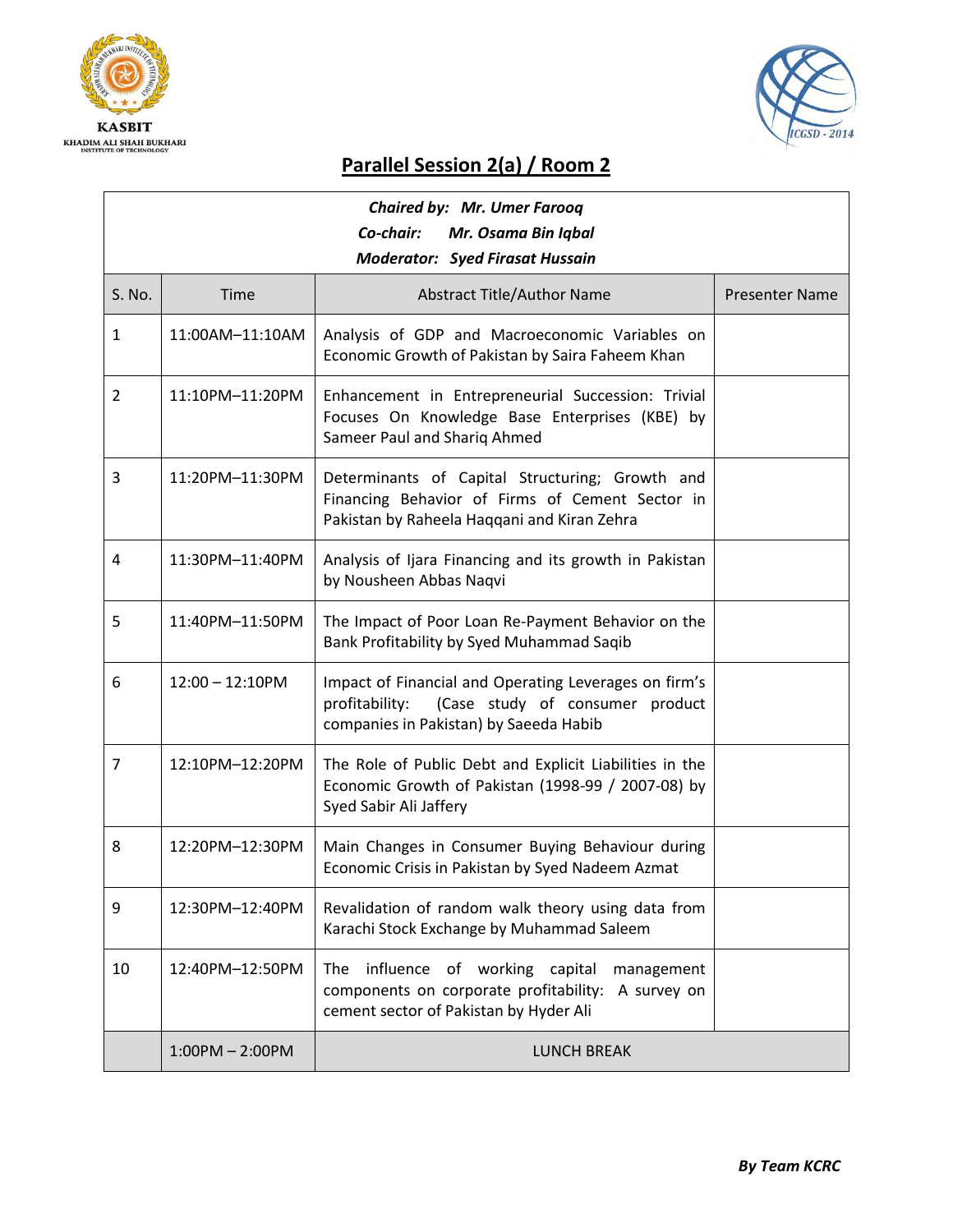KASBIT

KHADIM ALI SHAH BUKHARI INSTITUTE OF TECHNOLOGY

ICGSD - 2014

## Parallel Session 2(a) / Room 2

***Chaired by:* Mr. Umer Farooq**

***Co-chair:* Mr. Osama Bin Iqbal**

***Moderator:* Syed Firasat Hussain**

| S. No. | Time | Abstract Title/Author Name | Presenter Name |
|---|---|---|---|
| 1 | 11:00AM–11:10AM | Analysis of GDP and Macroeconomic Variables on Economic Growth of Pakistan by Saira Faheem Khan | |
| 2 | 11:10PM–11:20PM | Enhancement in Entrepreneurial Succession: Trivial Focuses On Knowledge Base Enterprises (KBE) by Sameer Paul and Shariq Ahmed | |
| 3 | 11:20PM–11:30PM | Determinants of Capital Structuring; Growth and Financing Behavior of Firms of Cement Sector in Pakistan by Raheela Haqqani and Kiran Zehra | |
| 4 | 11:30PM–11:40PM | Analysis of Ijara Financing and its growth in Pakistan by Nousheen Abbas Naqvi | |
| 5 | 11:40PM–11:50PM | The Impact of Poor Loan Re-Payment Behavior on the Bank Profitability by Syed Muhammad Saqib | |
| 6 | 12:00 – 12:10PM | Impact of Financial and Operating Leverages on firm's profitability: (Case study of consumer product companies in Pakistan) by Saeeda Habib | |
| 7 | 12:10PM–12:20PM | The Role of Public Debt and Explicit Liabilities in the Economic Growth of Pakistan (1998-99 / 2007-08) by Syed Sabir Ali Jaffery | |
| 8 | 12:20PM–12:30PM | Main Changes in Consumer Buying Behaviour during Economic Crisis in Pakistan by Syed Nadeem Azmat | |
| 9 | 12:30PM–12:40PM | Revalidation of random walk theory using data from Karachi Stock Exchange by Muhammad Saleem | |
| 10 | 12:40PM–12:50PM | The influence of working capital management components on corporate profitability: A survey on cement sector of Pakistan by Hyder Ali | |
| | 1:00PM – 2:00PM | LUNCH BREAK | |

***By Team KCRC***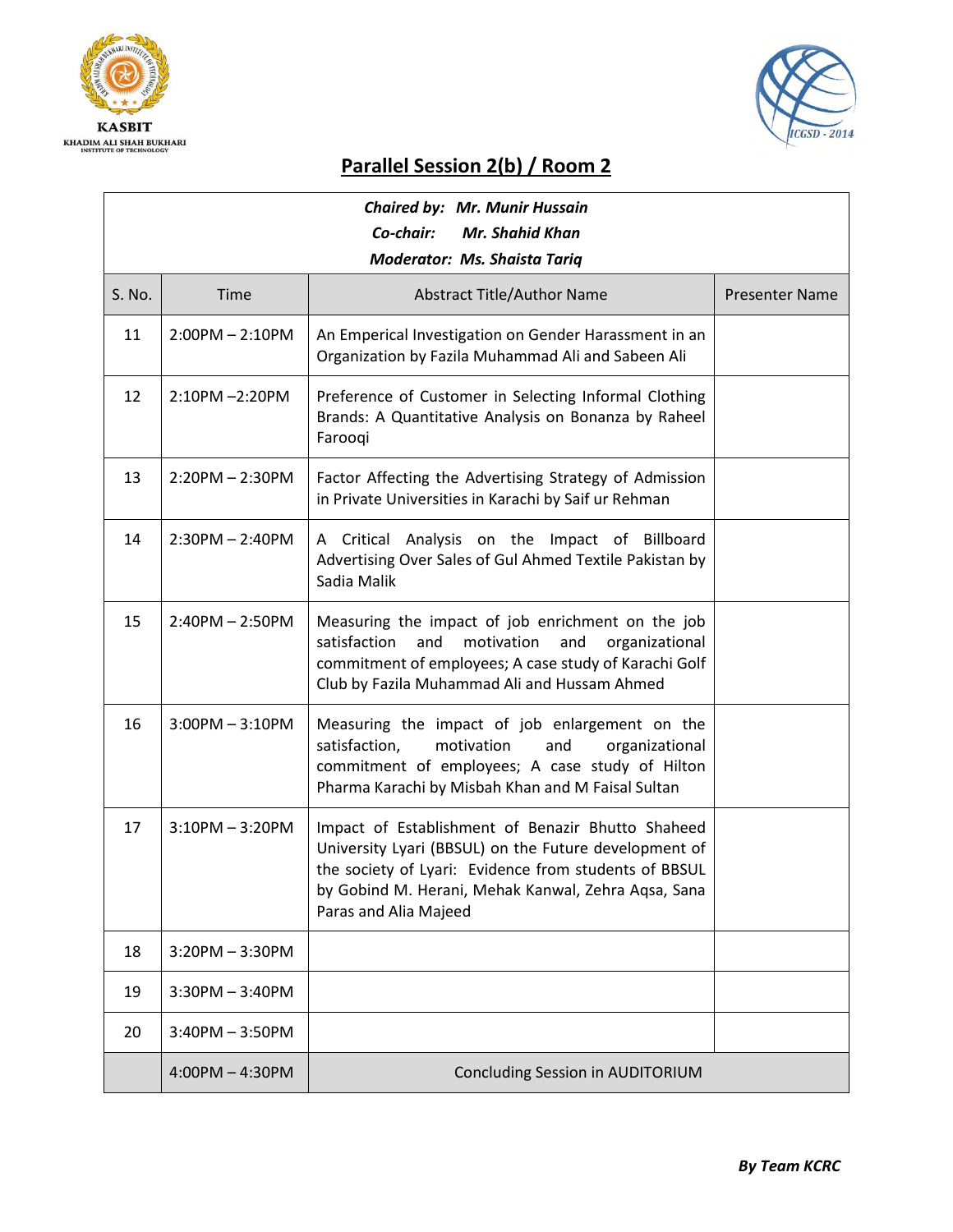KASBIT

KHADIM ALI SHAH BUKHARI INSTITUTE OF TECHNOLOGY

ICGSD - 2014

## Parallel Session 2(b) / Room 2

***Chaired by: Mr. Munir Hussain***

***Co-chair: Mr. Shahid Khan***

***Moderator: Ms. Shaista Tariq***

| S. No. | Time | Abstract Title/Author Name | Presenter Name |
|---|---|---|---|
| 11 | 2:00PM – 2:10PM | An Emperical Investigation on Gender Harassment in an Organization by Fazila Muhammad Ali and Sabeen Ali | |
| 12 | 2:10PM –2:20PM | Preference of Customer in Selecting Informal Clothing Brands: A Quantitative Analysis on Bonanza by Raheel Farooqi | |
| 13 | 2:20PM – 2:30PM | Factor Affecting the Advertising Strategy of Admission in Private Universities in Karachi by Saif ur Rehman | |
| 14 | 2:30PM – 2:40PM | A Critical Analysis on the Impact of Billboard Advertising Over Sales of Gul Ahmed Textile Pakistan by Sadia Malik | |
| 15 | 2:40PM – 2:50PM | Measuring the impact of job enrichment on the job satisfaction and motivation and organizational commitment of employees; A case study of Karachi Golf Club by Fazila Muhammad Ali and Hussam Ahmed | |
| 16 | 3:00PM – 3:10PM | Measuring the impact of job enlargement on the satisfaction, motivation and organizational commitment of employees; A case study of Hilton Pharma Karachi by Misbah Khan and M Faisal Sultan | |
| 17 | 3:10PM – 3:20PM | Impact of Establishment of Benazir Bhutto Shaheed University Lyari (BBSUL) on the Future development of the society of Lyari: Evidence from students of BBSUL by Gobind M. Herani, Mehak Kanwal, Zehra Aqsa, Sana Paras and Alia Majeed | |
| 18 | 3:20PM – 3:30PM | | |
| 19 | 3:30PM – 3:40PM | | |
| 20 | 3:40PM – 3:50PM | | |
| | 4:00PM – 4:30PM | Concluding Session in AUDITORIUM | |

***By Team KCRC***